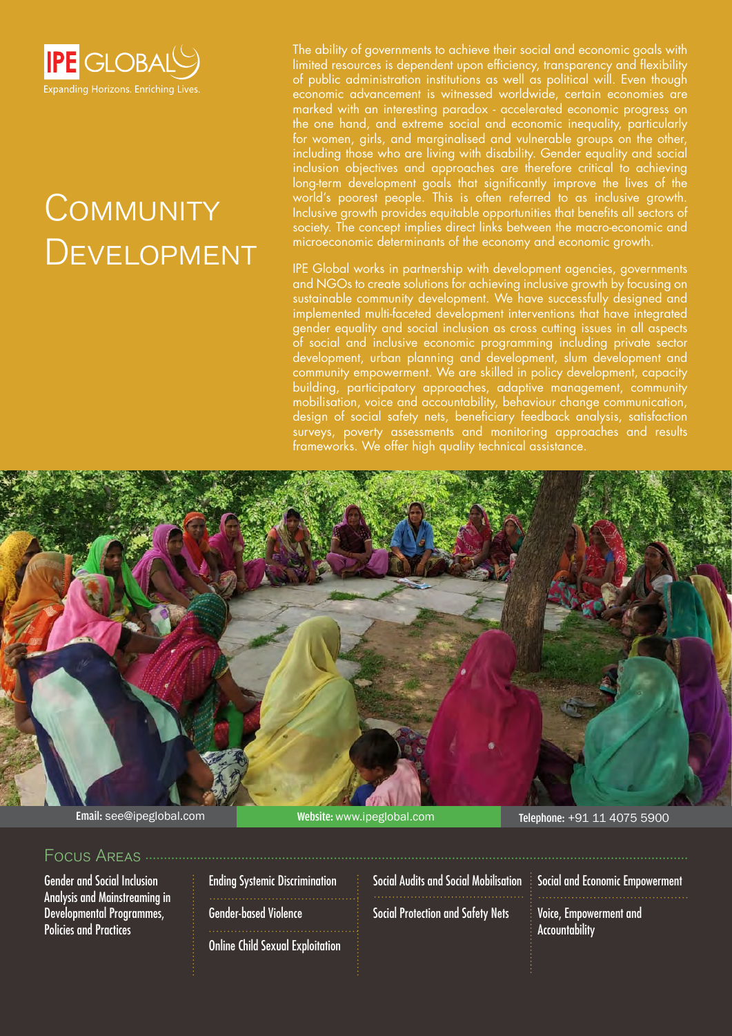IPE GLOBAL

Expanding Horizons. Enriching Lives.

# Community Development

The ability of governments to achieve their social and economic goals with limited resources is dependent upon efficiency, transparency and flexibility of public administration institutions as well as political will. Even though economic advancement is witnessed worldwide, certain economies are marked with an interesting paradox - accelerated economic progress on the one hand, and extreme social and economic inequality, particularly for women, girls, and marginalised and vulnerable groups on the other, including those who are living with disability. Gender equality and social inclusion objectives and approaches are therefore critical to achieving long-term development goals that significantly improve the lives of the world's poorest people. This is often referred to as inclusive growth. Inclusive growth provides equitable opportunities that benefits all sectors of society. The concept implies direct links between the macro-economic and microeconomic determinants of the economy and economic growth.

IPE Global works in partnership with development agencies, governments and NGOs to create solutions for achieving inclusive growth by focusing on sustainable community development. We have successfully designed and implemented multi-faceted development interventions that have integrated gender equality and social inclusion as cross cutting issues in all aspects of social and inclusive economic programming including private sector development, urban planning and development, slum development and community empowerment. We are skilled in policy development, capacity building, participatory approaches, adaptive management, community mobilisation, voice and accountability, behaviour change communication, design of social safety nets, beneficiary feedback analysis, satisfaction surveys, poverty assessments and monitoring approaches and results frameworks. We offer high quality technical assistance.

**Email:** see@ipeglobal.com **Website:** www.ipeglobal.com **Telephone:** +91 11 4075 5900

## Focus Areas

- Gender and Social Inclusion Analysis and Mainstreaming in Developmental Programmes, Policies and Practices
- Ending Systemic Discrimination
- Gender-based Violence
- Online Child Sexual Exploitation
- Social Audits and Social Mobilisation
- Social Protection and Safety Nets
- Social and Economic Empowerment
- Voice, Empowerment and Accountability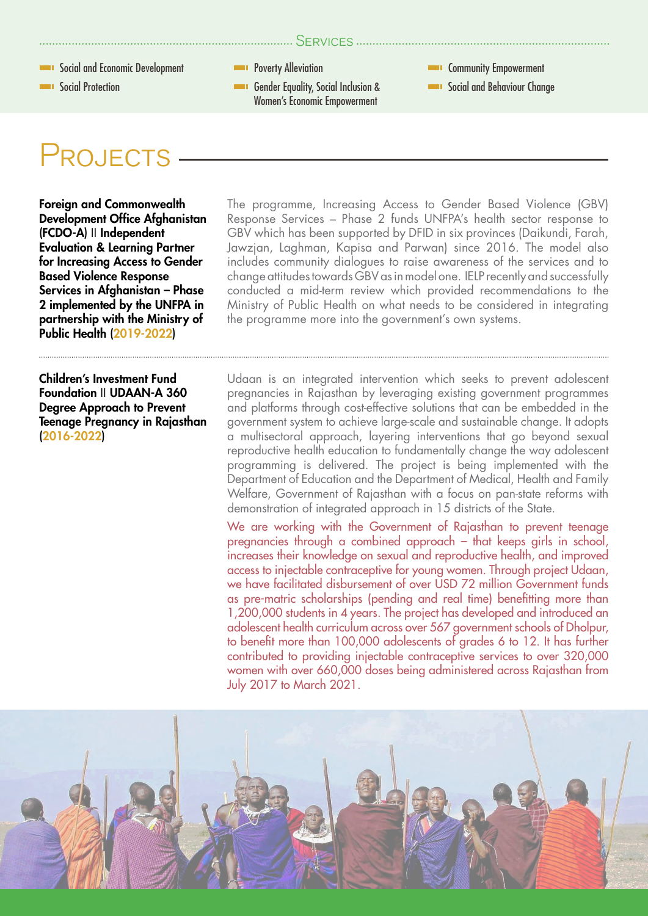## Services

- Social and Economic Development
- Social Protection
- Poverty Alleviation
- Gender Equality, Social Inclusion & Women's Economic Empowerment
- Community Empowerment
- Social and Behaviour Change

# Projects

**Foreign and Commonwealth Development Office Afghanistan (FCDO-A) || Independent Evaluation & Learning Partner for Increasing Access to Gender Based Violence Response Services in Afghanistan – Phase 2 implemented by the UNFPA in partnership with the Ministry of Public Health (2019-2022)**

The programme, Increasing Access to Gender Based Violence (GBV) Response Services – Phase 2 funds UNFPA's health sector response to GBV which has been supported by DFID in six provinces (Daikundi, Farah, Jawzjan, Laghman, Kapisa and Parwan) since 2016. The model also includes community dialogues to raise awareness of the services and to change attitudes towards GBV as in model one. IELP recently and successfully conducted a mid-term review which provided recommendations to the Ministry of Public Health on what needs to be considered in integrating the programme more into the government's own systems.

**Children's Investment Fund Foundation || UDAAN-A 360 Degree Approach to Prevent Teenage Pregnancy in Rajasthan (2016-2022)**

Udaan is an integrated intervention which seeks to prevent adolescent pregnancies in Rajasthan by leveraging existing government programmes and platforms through cost-effective solutions that can be embedded in the government system to achieve large-scale and sustainable change. It adopts a multisectoral approach, layering interventions that go beyond sexual reproductive health education to fundamentally change the way adolescent programming is delivered. The project is being implemented with the Department of Education and the Department of Medical, Health and Family Welfare, Government of Rajasthan with a focus on pan-state reforms with demonstration of integrated approach in 15 districts of the State.

We are working with the Government of Rajasthan to prevent teenage pregnancies through a combined approach – that keeps girls in school, increases their knowledge on sexual and reproductive health, and improved access to injectable contraceptive for young women. Through project Udaan, we have facilitated disbursement of over USD 72 million Government funds as pre-matric scholarships (pending and real time) benefitting more than 1,200,000 students in 4 years. The project has developed and introduced an adolescent health curriculum across over 567 government schools of Dholpur, to benefit more than 100,000 adolescents of grades 6 to 12. It has further contributed to providing injectable contraceptive services to over 320,000 women with over 660,000 doses being administered across Rajasthan from July 2017 to March 2021.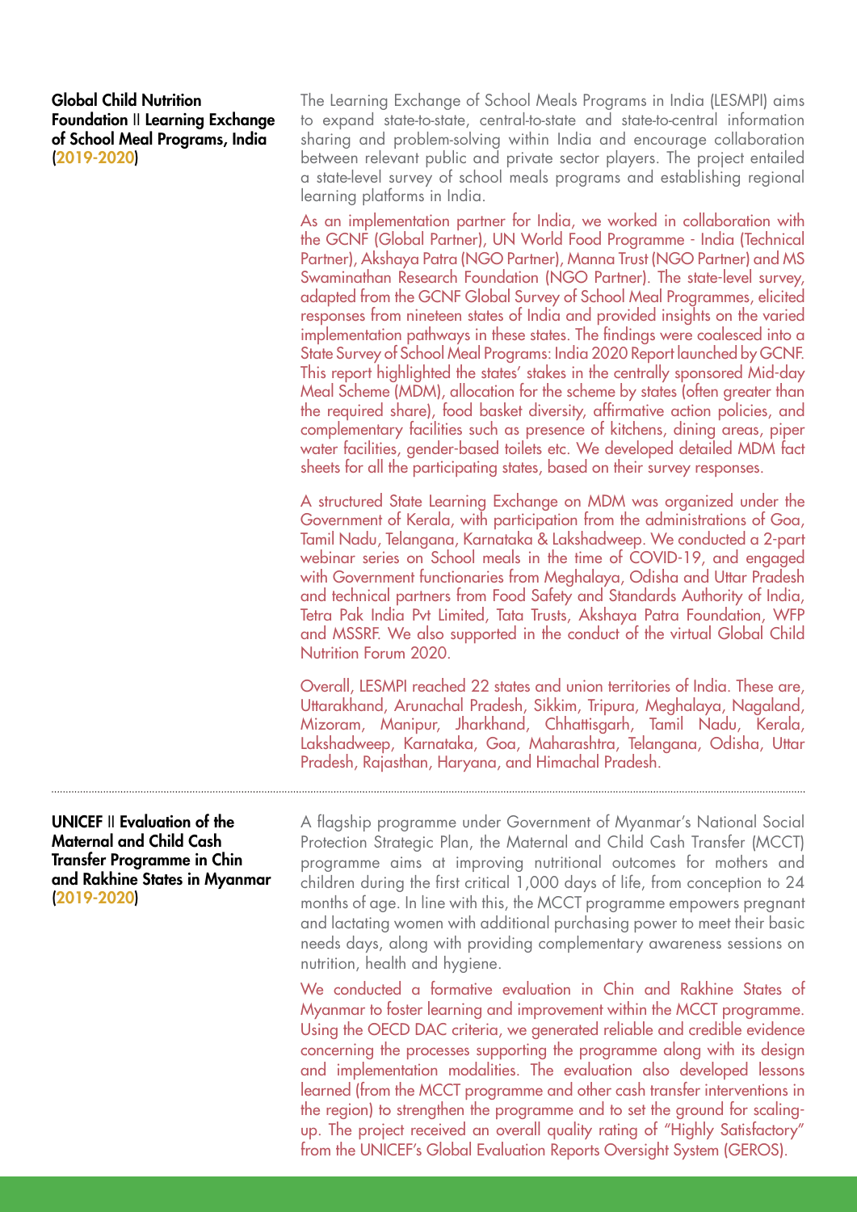**Global Child Nutrition Foundation || Learning Exchange of School Meal Programs, India (2019-2020)**

The Learning Exchange of School Meals Programs in India (LESMPI) aims to expand state-to-state, central-to-state and state-to-central information sharing and problem-solving within India and encourage collaboration between relevant public and private sector players. The project entailed a state-level survey of school meals programs and establishing regional learning platforms in India.

As an implementation partner for India, we worked in collaboration with the GCNF (Global Partner), UN World Food Programme - India (Technical Partner), Akshaya Patra (NGO Partner), Manna Trust (NGO Partner) and MS Swaminathan Research Foundation (NGO Partner). The state-level survey, adapted from the GCNF Global Survey of School Meal Programmes, elicited responses from nineteen states of India and provided insights on the varied implementation pathways in these states. The findings were coalesced into a State Survey of School Meal Programs: India 2020 Report launched by GCNF. This report highlighted the states' stakes in the centrally sponsored Mid-day Meal Scheme (MDM), allocation for the scheme by states (often greater than the required share), food basket diversity, affirmative action policies, and complementary facilities such as presence of kitchens, dining areas, piper water facilities, gender-based toilets etc. We developed detailed MDM fact sheets for all the participating states, based on their survey responses.

A structured State Learning Exchange on MDM was organized under the Government of Kerala, with participation from the administrations of Goa, Tamil Nadu, Telangana, Karnataka & Lakshadweep. We conducted a 2-part webinar series on School meals in the time of COVID-19, and engaged with Government functionaries from Meghalaya, Odisha and Uttar Pradesh and technical partners from Food Safety and Standards Authority of India, Tetra Pak India Pvt Limited, Tata Trusts, Akshaya Patra Foundation, WFP and MSSRF. We also supported in the conduct of the virtual Global Child Nutrition Forum 2020.

Overall, LESMPI reached 22 states and union territories of India. These are, Uttarakhand, Arunachal Pradesh, Sikkim, Tripura, Meghalaya, Nagaland, Mizoram, Manipur, Jharkhand, Chhattisgarh, Tamil Nadu, Kerala, Lakshadweep, Karnataka, Goa, Maharashtra, Telangana, Odisha, Uttar Pradesh, Rajasthan, Haryana, and Himachal Pradesh.

---

**UNICEF || Evaluation of the Maternal and Child Cash Transfer Programme in Chin and Rakhine States in Myanmar (2019-2020)**

A flagship programme under Government of Myanmar's National Social Protection Strategic Plan, the Maternal and Child Cash Transfer (MCCT) programme aims at improving nutritional outcomes for mothers and children during the first critical 1,000 days of life, from conception to 24 months of age. In line with this, the MCCT programme empowers pregnant and lactating women with additional purchasing power to meet their basic needs days, along with providing complementary awareness sessions on nutrition, health and hygiene.

We conducted a formative evaluation in Chin and Rakhine States of Myanmar to foster learning and improvement within the MCCT programme. Using the OECD DAC criteria, we generated reliable and credible evidence concerning the processes supporting the programme along with its design and implementation modalities. The evaluation also developed lessons learned (from the MCCT programme and other cash transfer interventions in the region) to strengthen the programme and to set the ground for scaling-up. The project received an overall quality rating of "Highly Satisfactory" from the UNICEF's Global Evaluation Reports Oversight System (GEROS).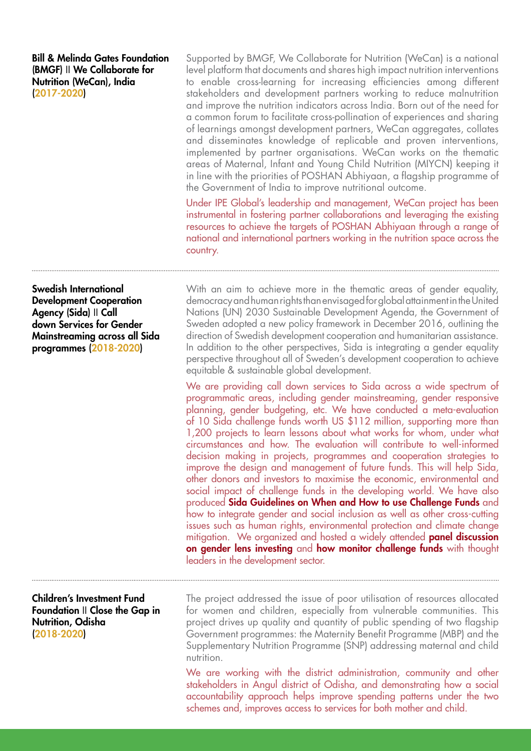**Bill & Melinda Gates Foundation (BMGF) || We Collaborate for Nutrition (WeCan), India (2017-2020)**

Supported by BMGF, We Collaborate for Nutrition (WeCan) is a national level platform that documents and shares high impact nutrition interventions to enable cross-learning for increasing efficiencies among different stakeholders and development partners working to reduce malnutrition and improve the nutrition indicators across India. Born out of the need for a common forum to facilitate cross-pollination of experiences and sharing of learnings amongst development partners, WeCan aggregates, collates and disseminates knowledge of replicable and proven interventions, implemented by partner organisations. WeCan works on the thematic areas of Maternal, Infant and Young Child Nutrition (MIYCN) keeping it in line with the priorities of POSHAN Abhiyaan, a flagship programme of the Government of India to improve nutritional outcome.

Under IPE Global's leadership and management, WeCan project has been instrumental in fostering partner collaborations and leveraging the existing resources to achieve the targets of POSHAN Abhiyaan through a range of national and international partners working in the nutrition space across the country.

---

**Swedish International Development Cooperation Agency (Sida) || Call down Services for Gender Mainstreaming across all Sida programmes (2018-2020)**

With an aim to achieve more in the thematic areas of gender equality, democracy and human rights than envisaged for global attainment in the United Nations (UN) 2030 Sustainable Development Agenda, the Government of Sweden adopted a new policy framework in December 2016, outlining the direction of Swedish development cooperation and humanitarian assistance. In addition to the other perspectives, Sida is integrating a gender equality perspective throughout all of Sweden's development cooperation to achieve equitable & sustainable global development.

We are providing call down services to Sida across a wide spectrum of programmatic areas, including gender mainstreaming, gender responsive planning, gender budgeting, etc. We have conducted a meta-evaluation of 10 Sida challenge funds worth US $112 million, supporting more than 1,200 projects to learn lessons about what works for whom, under what circumstances and how. The evaluation will contribute to well-informed decision making in projects, programmes and cooperation strategies to improve the design and management of future funds. This will help Sida, other donors and investors to maximise the economic, environmental and social impact of challenge funds in the developing world. We have also produced **Sida Guidelines on When and How to use Challenge Funds** and how to integrate gender and social inclusion as well as other cross-cutting issues such as human rights, environmental protection and climate change mitigation. We organized and hosted a widely attended **panel discussion on gender lens investing** and **how monitor challenge funds** with thought leaders in the development sector.

---

**Children's Investment Fund Foundation || Close the Gap in Nutrition, Odisha (2018-2020)**

The project addressed the issue of poor utilisation of resources allocated for women and children, especially from vulnerable communities. This project drives up quality and quantity of public spending of two flagship Government programmes: the Maternity Benefit Programme (MBP) and the Supplementary Nutrition Programme (SNP) addressing maternal and child nutrition.

We are working with the district administration, community and other stakeholders in Angul district of Odisha, and demonstrating how a social accountability approach helps improve spending patterns under the two schemes and, improves access to services for both mother and child.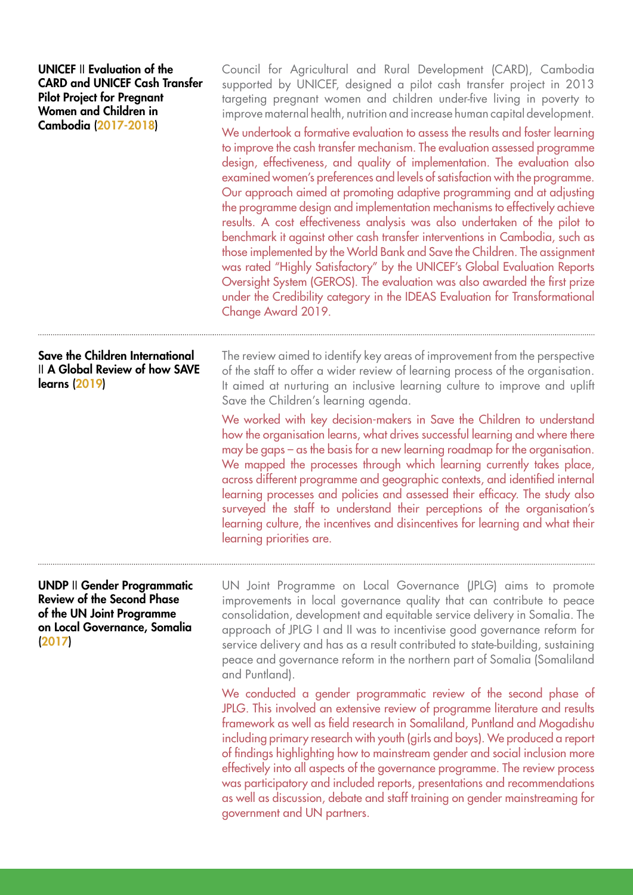**UNICEF** II **Evaluation of the CARD and UNICEF Cash Transfer Pilot Project for Pregnant Women and Children in Cambodia (2017-2018)**

Council for Agricultural and Rural Development (CARD), Cambodia supported by UNICEF, designed a pilot cash transfer project in 2013 targeting pregnant women and children under-five living in poverty to improve maternal health, nutrition and increase human capital development.

We undertook a formative evaluation to assess the results and foster learning to improve the cash transfer mechanism. The evaluation assessed programme design, effectiveness, and quality of implementation. The evaluation also examined women's preferences and levels of satisfaction with the programme. Our approach aimed at promoting adaptive programming and at adjusting the programme design and implementation mechanisms to effectively achieve results. A cost effectiveness analysis was also undertaken of the pilot to benchmark it against other cash transfer interventions in Cambodia, such as those implemented by the World Bank and Save the Children. The assignment was rated "Highly Satisfactory" by the UNICEF's Global Evaluation Reports Oversight System (GEROS). The evaluation was also awarded the first prize under the Credibility category in the IDEAS Evaluation for Transformational Change Award 2019.

---

**Save the Children International** II **A Global Review of how SAVE learns (2019)**

The review aimed to identify key areas of improvement from the perspective of the staff to offer a wider review of learning process of the organisation. It aimed at nurturing an inclusive learning culture to improve and uplift Save the Children's learning agenda.

We worked with key decision-makers in Save the Children to understand how the organisation learns, what drives successful learning and where there may be gaps – as the basis for a new learning roadmap for the organisation. We mapped the processes through which learning currently takes place, across different programme and geographic contexts, and identified internal learning processes and policies and assessed their efficacy. The study also surveyed the staff to understand their perceptions of the organisation's learning culture, the incentives and disincentives for learning and what their learning priorities are.

---

**UNDP** II **Gender Programmatic Review of the Second Phase of the UN Joint Programme on Local Governance, Somalia (2017)**

UN Joint Programme on Local Governance (JPLG) aims to promote improvements in local governance quality that can contribute to peace consolidation, development and equitable service delivery in Somalia. The approach of JPLG I and II was to incentivise good governance reform for service delivery and has as a result contributed to state-building, sustaining peace and governance reform in the northern part of Somalia (Somaliland and Puntland).

We conducted a gender programmatic review of the second phase of JPLG. This involved an extensive review of programme literature and results framework as well as field research in Somaliland, Puntland and Mogadishu including primary research with youth (girls and boys). We produced a report of findings highlighting how to mainstream gender and social inclusion more effectively into all aspects of the governance programme. The review process was participatory and included reports, presentations and recommendations as well as discussion, debate and staff training on gender mainstreaming for government and UN partners.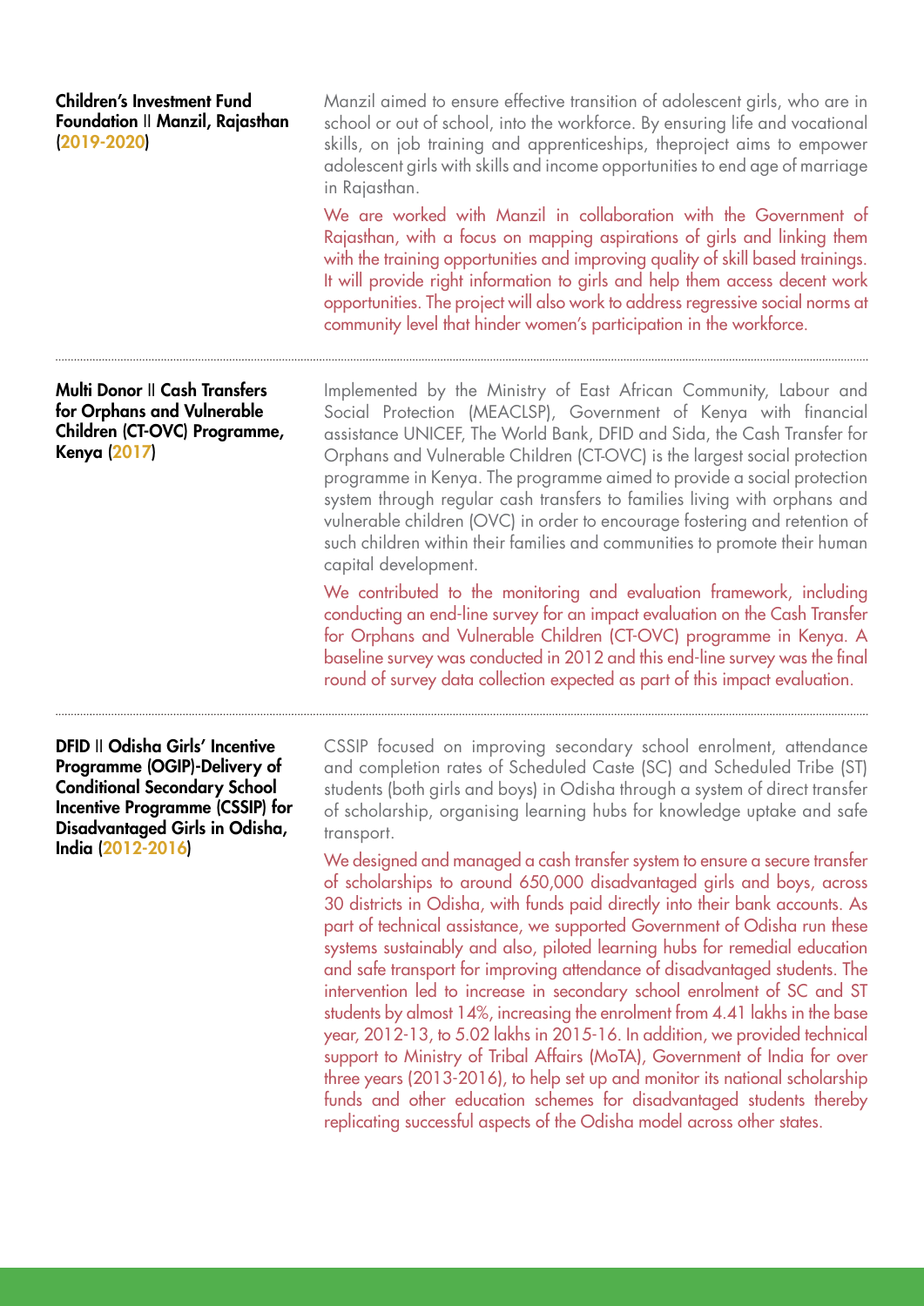**Children's Investment Fund Foundation || Manzil, Rajasthan (2019-2020)**

Manzil aimed to ensure effective transition of adolescent girls, who are in school or out of school, into the workforce. By ensuring life and vocational skills, on job training and apprenticeships, theproject aims to empower adolescent girls with skills and income opportunities to end age of marriage in Rajasthan.

We are worked with Manzil in collaboration with the Government of Rajasthan, with a focus on mapping aspirations of girls and linking them with the training opportunities and improving quality of skill based trainings. It will provide right information to girls and help them access decent work opportunities. The project will also work to address regressive social norms at community level that hinder women's participation in the workforce.

---

**Multi Donor || Cash Transfers for Orphans and Vulnerable Children (CT-OVC) Programme, Kenya (2017)**

Implemented by the Ministry of East African Community, Labour and Social Protection (MEACLSP), Government of Kenya with financial assistance UNICEF, The World Bank, DFID and Sida, the Cash Transfer for Orphans and Vulnerable Children (CT-OVC) is the largest social protection programme in Kenya. The programme aimed to provide a social protection system through regular cash transfers to families living with orphans and vulnerable children (OVC) in order to encourage fostering and retention of such children within their families and communities to promote their human capital development.

We contributed to the monitoring and evaluation framework, including conducting an end-line survey for an impact evaluation on the Cash Transfer for Orphans and Vulnerable Children (CT-OVC) programme in Kenya. A baseline survey was conducted in 2012 and this end-line survey was the final round of survey data collection expected as part of this impact evaluation.

---

**DFID || Odisha Girls' Incentive Programme (OGIP)-Delivery of Conditional Secondary School Incentive Programme (CSSIP) for Disadvantaged Girls in Odisha, India (2012-2016)**

CSSIP focused on improving secondary school enrolment, attendance and completion rates of Scheduled Caste (SC) and Scheduled Tribe (ST) students (both girls and boys) in Odisha through a system of direct transfer of scholarship, organising learning hubs for knowledge uptake and safe transport.

We designed and managed a cash transfer system to ensure a secure transfer of scholarships to around 650,000 disadvantaged girls and boys, across 30 districts in Odisha, with funds paid directly into their bank accounts. As part of technical assistance, we supported Government of Odisha run these systems sustainably and also, piloted learning hubs for remedial education and safe transport for improving attendance of disadvantaged students. The intervention led to increase in secondary school enrolment of SC and ST students by almost 14%, increasing the enrolment from 4.41 lakhs in the base year, 2012-13, to 5.02 lakhs in 2015-16. In addition, we provided technical support to Ministry of Tribal Affairs (MoTA), Government of India for over three years (2013-2016), to help set up and monitor its national scholarship funds and other education schemes for disadvantaged students thereby replicating successful aspects of the Odisha model across other states.